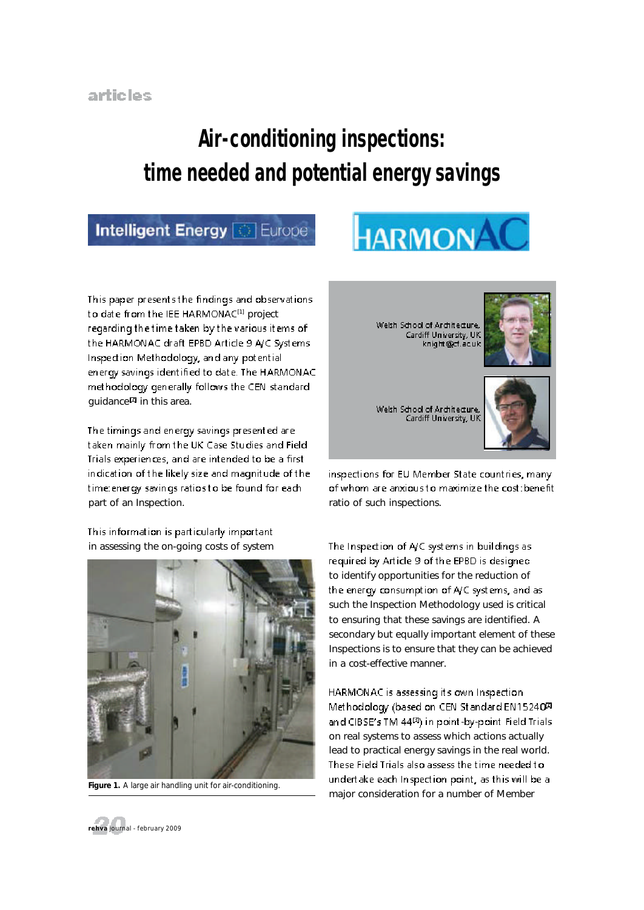# Air-conditioning inspections: time needed and potential energy savings

Intelligent Energy Europe

HARMONAC

Welsh School of Architecture, Cardiff University, UK
knight@cf.ac.uk

Welsh School of Architecture, Cardiff University, UK

This paper presents the findings and observations to date from the IEE HARMONAC[1] project regarding the time taken by the various items of the HARMONAC draft EPBD Article 9 A/C Systems Inspection Methodology, and any potential energy savings identified to date. The HARMONAC methodology generally follows the CEN standard guidance[2] in this area.

The timings and energy savings presented are taken mainly from the UK Case Studies and Field Trials experiences, and are intended to be a first indication of the likely size and magnitude of the time:energy savings ratios to be found for each part of an Inspection.

This information is particularly important in assessing the on-going costs of system inspections for EU Member State countries, many of whom are anxious to maximize the cost:benefit ratio of such inspections.

**Figure 1.** A large air handling unit for air-conditioning.

The Inspection of A/C systems in buildings as required by Article 9 of the EPBD is designed to identify opportunities for the reduction of the energy consumption of A/C systems, and as such the Inspection Methodology used is critical to ensuring that these savings are identified. A secondary but equally important element of these Inspections is to ensure that they can be achieved in a cost-effective manner.

HARMONAC is assessing its own Inspection Methodology (based on CEN Standard EN15240[2] and CIBSE's TM 44[3]) in point-by-point Field Trials on real systems to assess which actions actually lead to practical energy savings in the real world. These Field Trials also assess the time needed to undertake each Inspection point, as this will be a major consideration for a number of Member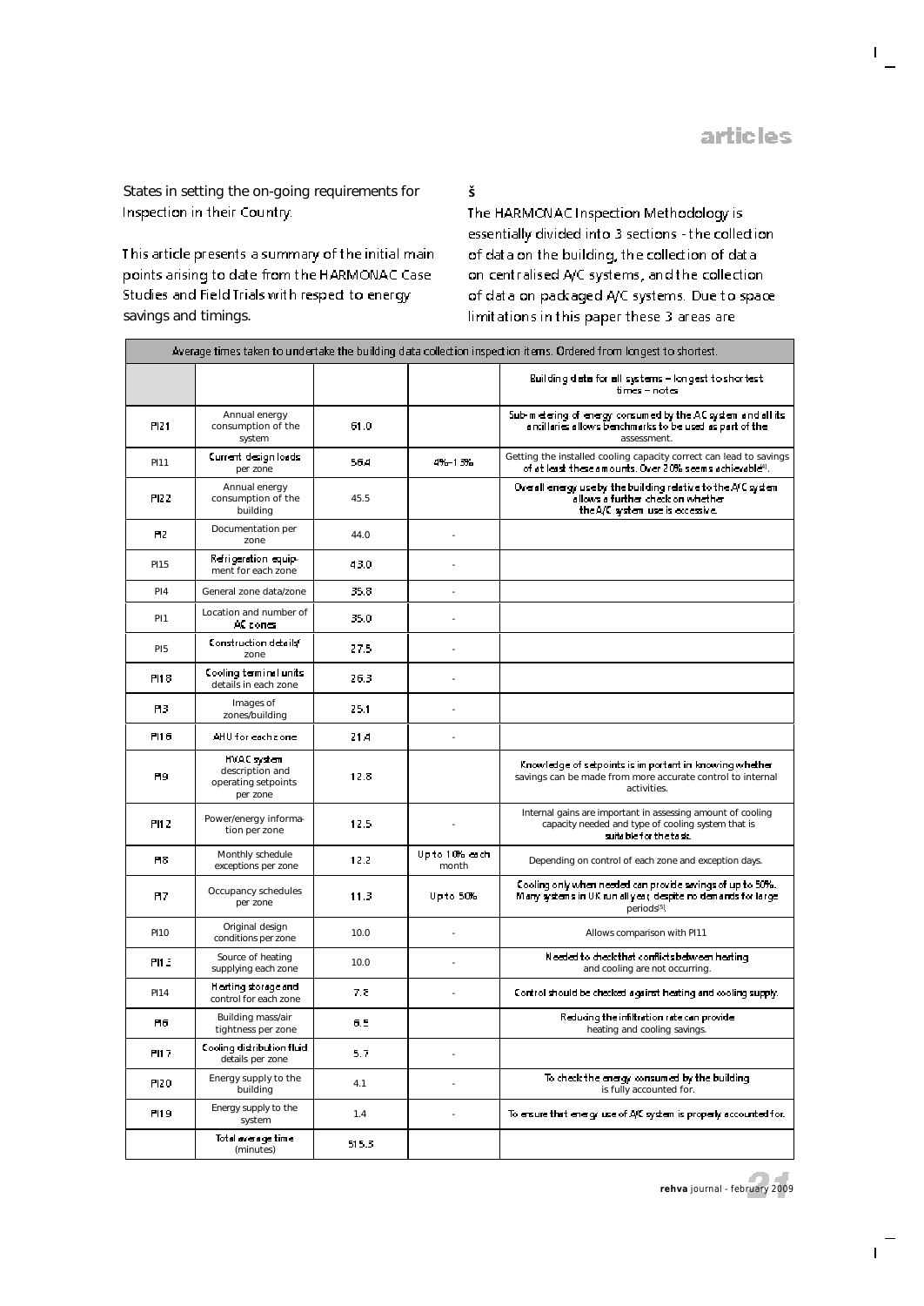States in setting the on-going requirements for Inspection in their Country.

This article presents a summary of the initial main points arising to date from the HARMONAC Case Studies and Field Trials with respect to energy savings and timings.

š

The HARMONAC Inspection Methodology is essentially divided into 3 sections - the collection of data on the building, the collection of data on centralised A/C systems, and the collection of data on packaged A/C systems. Due to space limitations in this paper these 3 areas are

| Average times taken to undertake the building data collection inspection items. Ordered from longest to shortest. | | | | |
|---|---|---|---|---|
| | | | | Building data for all systems – longest to shortest times – notes |
| PI21 | Annual energy consumption of the system | 61.0 | | Sub-metering of energy consumed by the AC system and all its ancillaries allows benchmarks to be used as part of the assessment. |
| PI11 | Current design loads per zone | 56.4 | 4%–15% | Getting the installed cooling capacity correct can lead to savings of at least these amounts. Over 20% seems achievable[4]. |
| PI22 | Annual energy consumption of the building | 45.5 | | Overall energy use by the building relative to the A/C system allows a further check on whether the A/C system use is excessive. |
| PI2 | Documentation per zone | 44.0 | - | |
| PI15 | Refrigeration equipment for each zone | 43.0 | - | |
| PI4 | General zone data/zone | 35.8 | - | |
| PI1 | Location and number of AC zones | 35.0 | - | |
| PI5 | Construction details/zone | 27.5 | - | |
| PI18 | Cooling terminal units details in each zone | 26.3 | - | |
| PI3 | Images of zones/building | 25.1 | - | |
| PI16 | AHU for each zone | 21.4 | - | |
| PI9 | HVAC system description and operating setpoints per zone | 12.8 | | Knowledge of setpoints is important in knowing whether savings can be made from more accurate control to internal activities. |
| PI12 | Power/energy information per zone | 12.5 | - | Internal gains are important in assessing amount of cooling capacity needed and type of cooling system that is suitable for the task. |
| PI8 | Monthly schedule exceptions per zone | 12.2 | Up to 10% each month | Depending on control of each zone and exception days. |
| PI7 | Occupancy schedules per zone | 11.3 | Up to 50% | Cooling only when needed can provide savings of up to 50%. Many systems in UK run all year, despite no demands for large periods[5]. |
| PI10 | Original design conditions per zone | 10.0 | - | Allows comparison with PI11 |
| PI13 | Source of heating supplying each zone | 10.0 | - | Needed to check that conflicts between heating and cooling are not occurring. |
| PI14 | Heating storage and control for each zone | 7.8 | - | Control should be checked against heating and cooling supply. |
| PI6 | Building mass/air tightness per zone | 6.5 | | Reducing the infiltration rate can provide heating and cooling savings. |
| PI17 | Cooling distribution fluid details per zone | 5.7 | - | |
| PI20 | Energy supply to the building | 4.1 | - | To check the energy consumed by the building is fully accounted for. |
| PI19 | Energy supply to the system | 1.4 | - | To ensure that energy use of A/C system is properly accounted for. |
| | Total average time (minutes) | 515.3 | | |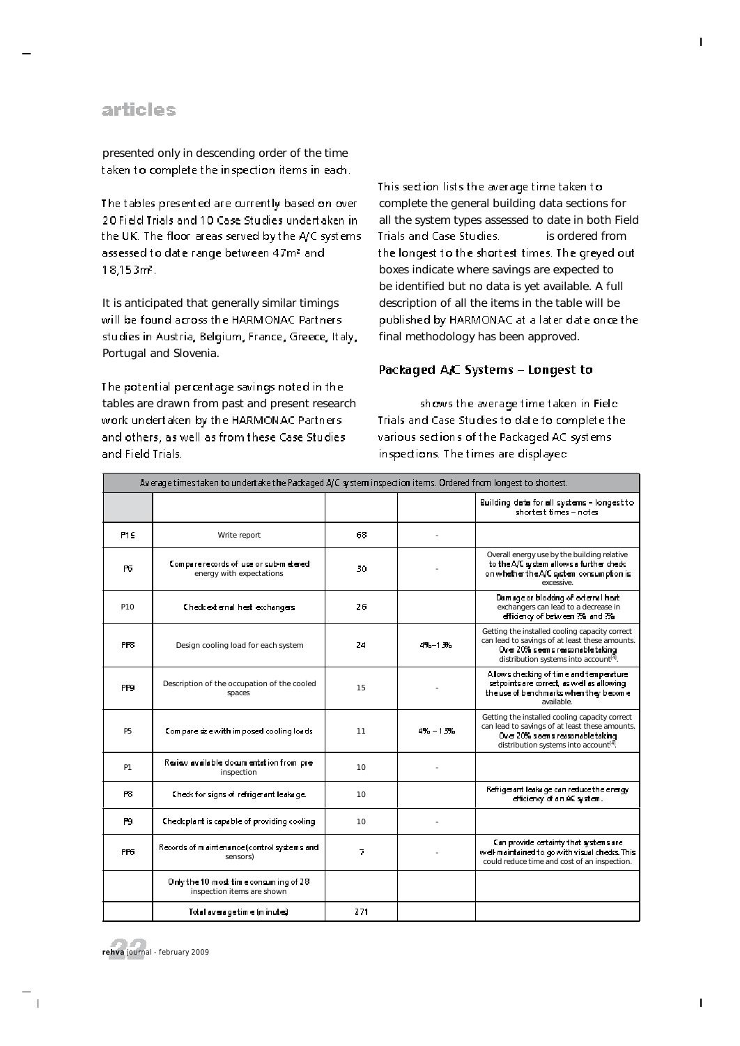presented only in descending order of the time taken to complete the inspection items in each.

The tables presented are currently based on over 20 Field Trials and 10 Case Studies undertaken in the UK. The floor areas served by the A/C systems assessed to date range between 47m² and 18,153m².

It is anticipated that generally similar timings will be found across the HARMONAC Partners studies in Austria, Belgium, France, Greece, Italy, Portugal and Slovenia.

The potential percentage savings noted in the tables are drawn from past and present research work undertaken by the HARMONAC Partners and others, as well as from these Case Studies and Field Trials.

This section lists the average time taken to complete the general building data sections for all the system types assessed to date in both Field Trials and Case Studies. is ordered from the longest to the shortest times. The greyed out boxes indicate where savings are expected to be identified but no data is yet available. A full description of all the items in the table will be published by HARMONAC at a later date once the final methodology has been approved.

### Packaged A/C Systems – Longest to

shows the average time taken in Field Trials and Case Studies to date to complete the various sections of the Packaged AC systems inspections. The times are displayed

| Average times taken to undertake the Packaged A/C system inspection items. Ordered from longest to shortest. | | | | |
|---|---|---|---|---|
| | | | | Building data for all systems – longest to shortest times – notes |
| P16 | Write report | 68 | - | |
| P6 | Compare records of use or sub-metered energy with expectations | 30 | - | Overall energy use by the building relative to the A/C system allows a further check on whether the A/C system consumption is excessive. |
| P10 | Check external heat exchangers | 26 | | Damage or blocking of external heat exchangers can lead to a decrease in efficiency of between 3% and 9% |
| PP8 | Design cooling load for each system | 24 | 4%–13% | Getting the installed cooling capacity correct can lead to savings of at least these amounts. Over 20% seems reasonable taking distribution systems into account[4]. |
| PP9 | Description of the occupation of the cooled spaces | 15 | - | Allows checking of time and temperature setpoints are correct, as well as allowing the use of benchmarks when they become available. |
| P5 | Compare size with imposed cooling loads | 11 | 4% – 13% | Getting the installed cooling capacity correct can lead to savings of at least these amounts. Over 20% seems reasonable taking distribution systems into account[4]. |
| P1 | Review available documentation from pre inspection | 10 | - | |
| P8 | Check for signs of refrigerant leakage. | 10 | | Refrigerant leakage can reduce the energy efficiency of an AC system. |
| P9 | Check plant is capable of providing cooling | 10 | - | |
| PP6 | Records of maintenance (control systems and sensors) | 7 | - | Can provide certainty that systems are well-maintained to go with visual checks. This could reduce time and cost of an inspection. |
| | Only the 10 most time consuming of 28 inspection items are shown | | | |
| | Total average time (minutes) | 271 | | |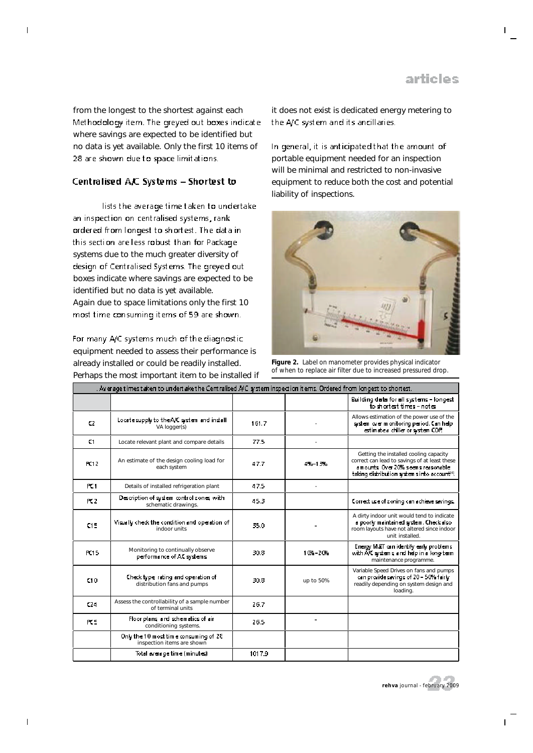from the longest to the shortest against each Methodology item. The greyed out boxes indicate where savings are expected to be identified but no data is yet available. Only the first 10 items of 28 are shown due to space limitations.

### Centralised A/C Systems – Shortest to

lists the average time taken to undertake an inspection on centralised systems, rank ordered from longest to shortest. The data in this section are less robust than for Package systems due to the much greater diversity of design of Centralised Systems. The greyed out boxes indicate where savings are expected to be identified but no data is yet available. Again due to space limitations only the first 10 most time consuming items of 59 are shown.

For many A/C systems much of the diagnostic equipment needed to assess their performance is already installed or could be readily installed. Perhaps the most important item to be installed if it does not exist is dedicated energy metering to the A/C system and its ancillaries.

In general, it is anticipated that the amount of portable equipment needed for an inspection will be minimal and restricted to non-invasive equipment to reduce both the cost and potential liability of inspections.

**Figure 2.** Label on manometer provides physical indicator of when to replace air filter due to increased pressured drop.

. Average times taken to undertake the Centralised A/C system inspection items. Ordered from longest to shortest.

| | | | | Building data for all systems – longest to shortest times – notes |
|---|---|---|---|---|
| C2 | Locate supply to the A/C system and install VA logger(s) | 161.7 | - | Allows estimation of the power use of the system over monitoring period. Can help estimate a chiller or system COP. |
| C1 | Locate relevant plant and compare details | 77.5 | - | |
| PC12 | An estimate of the design cooling load for each system | 47.7 | 4%–15% | Getting the installed cooling capacity correct can lead to savings of at least these amounts. Over 20% seems reasonable taking distribution systems into account[4]. |
| PC1 | Details of installed refrigeration plant | 47.5 | - | |
| PC2 | Description of system control zones, with schematic drawings. | 45.3 | | Correct use of zoning can achieve savings. |
| C15 | Visually check the condition and operation of indoor units | 35.0 | - | A dirty indoor unit would tend to indicate a poorly maintained system. Check also room layouts have not altered since indoor unit installed. |
| PC15 | Monitoring to continually observe performance of AC systems | 30.8 | 10%–20% | Energy M&T can identify early problems with A/C systems and help in a long-term maintenance programme. |
| C10 | Check type, rating and operation of distribution fans and pumps | 30.8 | up to 50% | Variable Speed Drives on fans and pumps can provide savings of 20 – 50% fairly readily depending on system design and loading. |
| C24 | Assess the controllability of a sample number of terminal units | 26.7 | | |
| PC5 | Floor plans and schematics of air conditioning systems. | 26.5 | - | |
| | Only the 10 most time consuming of 28 inspection items are shown | | | |
| | Total average time (minutes) | 1017.9 | | |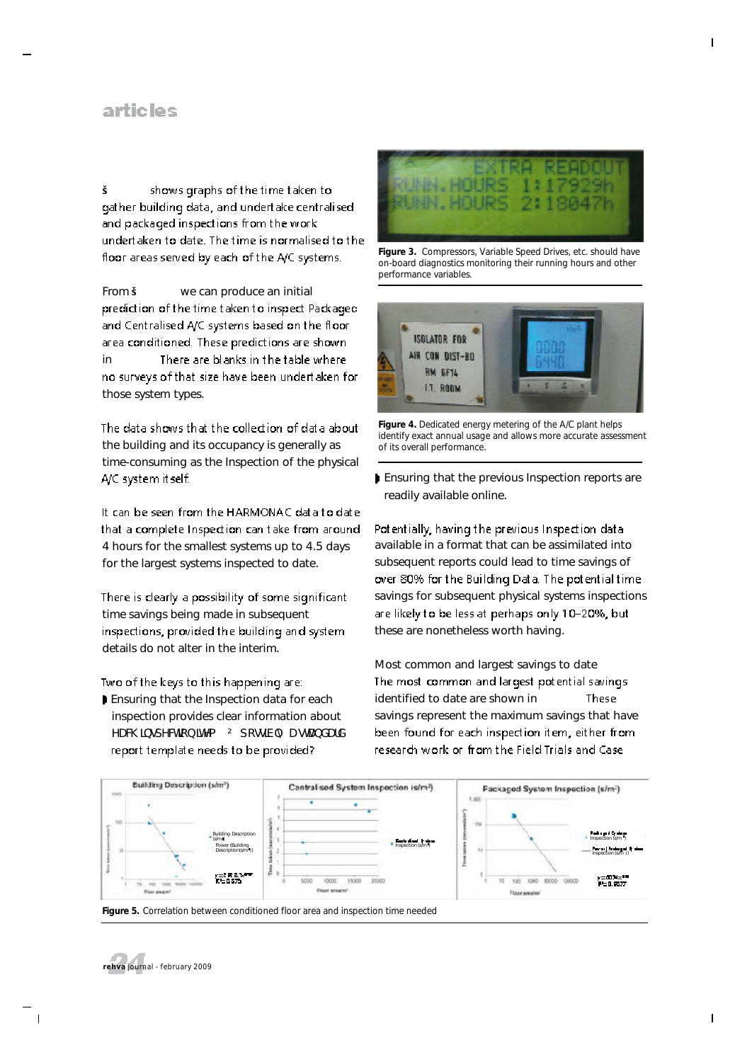š shows graphs of the time taken to gather building data, and undertake centralised and packaged inspections from the work undertaken to date. The time is normalised to the floor areas served by each of the A/C systems.

From š we can produce an initial prediction of the time taken to inspect Packaged and Centralised A/C systems based on the floor area conditioned. These predictions are shown in There are blanks in the table where no surveys of that size have been undertaken for those system types.

The data shows that the collection of data about the building and its occupancy is generally as time-consuming as the Inspection of the physical A/C system itself.

It can be seen from the HARMONAC data to date that a complete Inspection can take from around 4 hours for the smallest systems up to 4.5 days for the largest systems inspected to date.

There is clearly a possibility of some significant time savings being made in subsequent inspections, provided the building and system details do not alter in the interim.

Two of the keys to this happening are:

- Ensuring that the Inspection data for each inspection provides clear information about HDFK LQVSHFWLRQ LWHP ² SRVVLEO\ D VWDQGDUG report template needs to be provided?
- Ensuring that the previous Inspection reports are readily available online.

Figure 3. Compressors, Variable Speed Drives, etc. should have on-board diagnostics monitoring their running hours and other performance variables.

Figure 4. Dedicated energy metering of the A/C plant helps identify exact annual usage and allows more accurate assessment of its overall performance.

Potentially, having the previous Inspection data available in a format that can be assimilated into subsequent reports could lead to time savings of over 80% for the Building Data. The potential time savings for subsequent physical systems inspections are likely to be less at perhaps only 10–20%, but these are nonetheless worth having.

## Most common and largest savings to date

The most common and largest potential savings identified to date are shown in These savings represent the maximum savings that have been found for each inspection item, either from research work or from the Field Trials and Case

Figure 5. Correlation between conditioned floor area and inspection time needed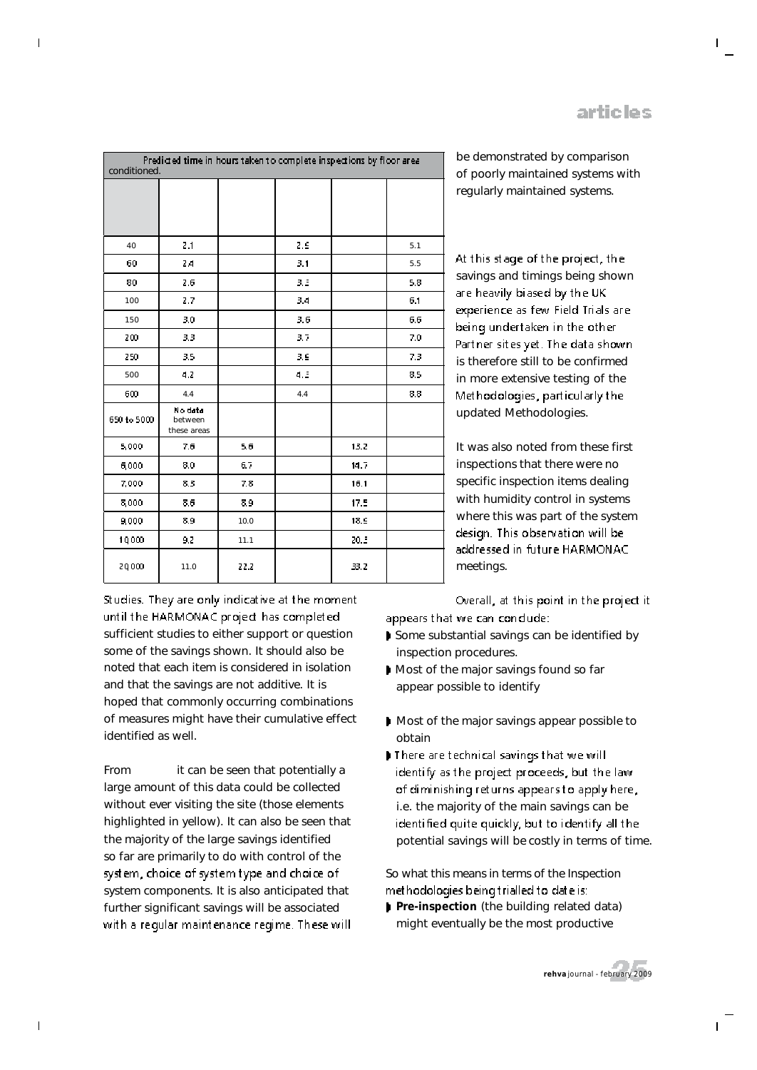| Predicted time in hours taken to complete inspections by floor area conditioned. | | | | | |
|---|---|---|---|---|---|
| | | | | | |
| 40 | 2.1 | | 2.9 | | 5.1 |
| 60 | 2.4 | | 3.1 | | 5.5 |
| 80 | 2.6 | | 3.3 | | 5.8 |
| 100 | 2.7 | | 3.4 | | 6.1 |
| 150 | 3.0 | | 3.6 | | 6.6 |
| 200 | 3.3 | | 3.7 | | 7.0 |
| 250 | 3.5 | | 3.9 | | 7.3 |
| 500 | 4.2 | | 4.3 | | 8.5 |
| 600 | 4.4 | | 4.4 | | 8.8 |
| 650 to 5000 | No data between these areas | | | | |
| 5,000 | 7.6 | 5.6 | | 13.2 | |
| 6,000 | 8.0 | 6.7 | | 14.7 | |
| 7,000 | 8.3 | 7.8 | | 16.1 | |
| 8,000 | 8.6 | 8.9 | | 17.5 | |
| 9,000 | 8.9 | 10.0 | | 18.9 | |
| 10,000 | 9.2 | 11.1 | | 20.3 | |
| 20,000 | 11.0 | 22.2 | | 33.2 | |

Studies. They are only indicative at the moment until the HARMONAC project has completed sufficient studies to either support or question some of the savings shown. It should also be noted that each item is considered in isolation and that the savings are not additive. It is hoped that commonly occurring combinations of measures might have their cumulative effect identified as well.

From it can be seen that potentially a large amount of this data could be collected without ever visiting the site (those elements highlighted in yellow). It can also be seen that the majority of the large savings identified so far are primarily to do with control of the system, choice of system type and choice of system components. It is also anticipated that further significant savings will be associated with a regular maintenance regime. These will be demonstrated by comparison of poorly maintained systems with regularly maintained systems.

At this stage of the project, the savings and timings being shown are heavily biased by the UK experience as few Field Trials are being undertaken in the other Partner sites yet. The data shown is therefore still to be confirmed in more extensive testing of the Methodologies, particularly the updated Methodologies.

It was also noted from these first inspections that there were no specific inspection items dealing with humidity control in systems where this was part of the system design. This observation will be addressed in future HARMONAC meetings.

Overall, at this point in the project it appears that we can conclude:

- Some substantial savings can be identified by inspection procedures.
- Most of the major savings found so far appear possible to identify
- Most of the major savings appear possible to obtain
- There are technical savings that we will identify as the project proceeds, but the law of diminishing returns appears to apply here, i.e. the majority of the main savings can be identified quite quickly, but to identify all the potential savings will be costly in terms of time.

So what this means in terms of the Inspection methodologies being trialled to date is:

- **Pre-inspection** (the building related data) might eventually be the most productive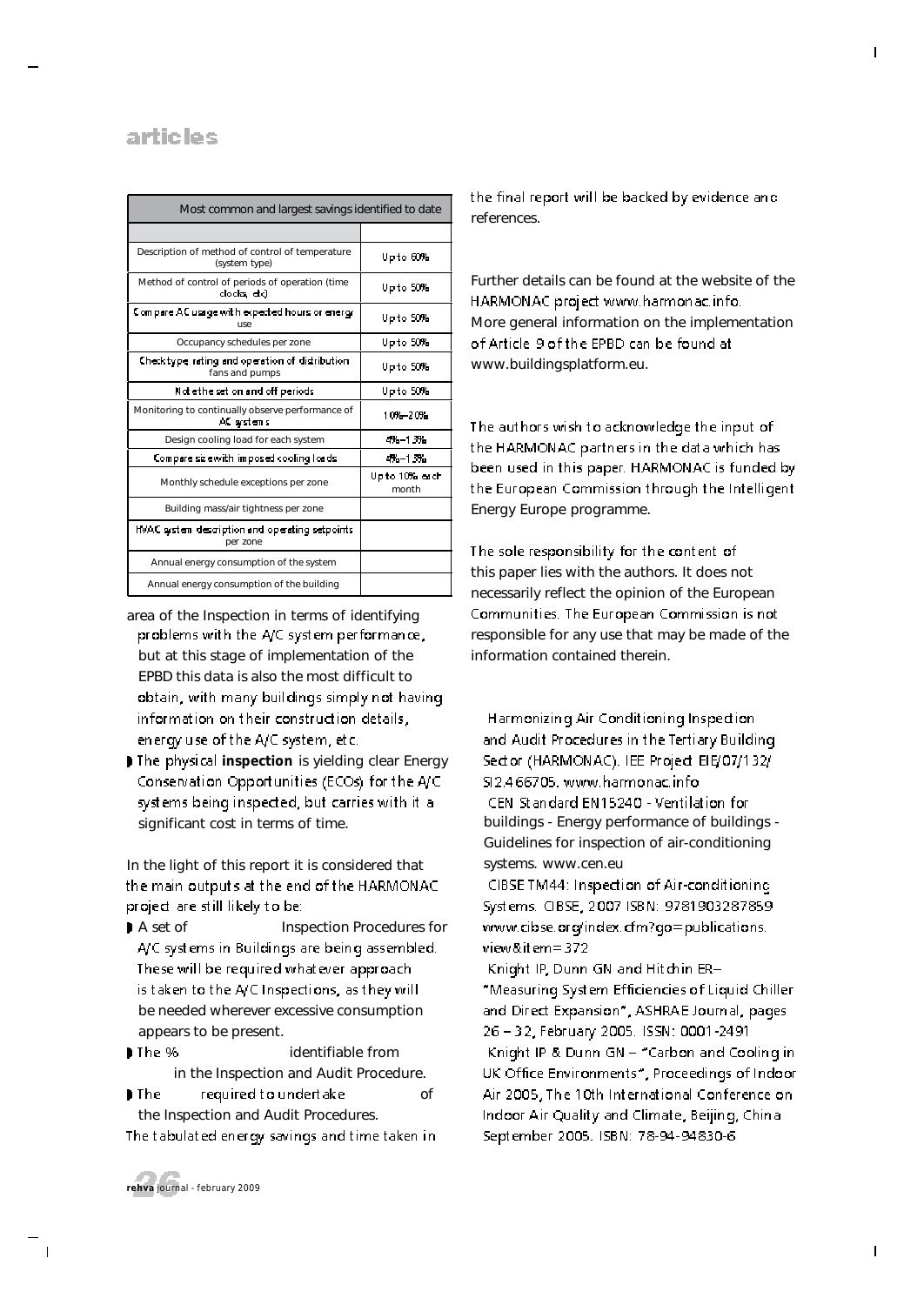| Most common and largest savings identified to date | |
|---|---|
| | |
| Description of method of control of temperature (system type) | Up to 60% |
| Method of control of periods of operation (time clocks, etc) | Up to 50% |
| Compare AC usage with expected hours or energy use | Up to 50% |
| Occupancy schedules per zone | Up to 50% |
| Check type, rating and operation of distribution fans and pumps | Up to 50% |
| Note the set on and off periods | Up to 50% |
| Monitoring to continually observe performance of AC systems | 10%–20% |
| Design cooling load for each system | 4%–13% |
| Compare size with imposed cooling loads | 4%–13% |
| Monthly schedule exceptions per zone | Up to 10% each month |
| Building mass/air tightness per zone | |
| HVAC system description and operating setpoints per zone | |
| Annual energy consumption of the system | |
| Annual energy consumption of the building | |

area of the Inspection in terms of identifying problems with the A/C system performance, but at this stage of implementation of the EPBD this data is also the most difficult to obtain, with many buildings simply not having information on their construction details, energy use of the A/C system, etc.

- The physical **inspection** is yielding clear Energy Conservation Opportunities (ECOs) for the A/C systems being inspected, but carries with it a significant cost in terms of time.

In the light of this report it is considered that the main outputs at the end of the HARMONAC project are still likely to be:

- A set of Inspection Procedures for A/C systems in Buildings are being assembled. These will be required whatever approach is taken to the A/C Inspections, as they will be needed wherever excessive consumption appears to be present.
- The % identifiable from in the Inspection and Audit Procedure.
- The required to undertake of the Inspection and Audit Procedures.

The tabulated energy savings and time taken in the final report will be backed by evidence and references.

Further details can be found at the website of the HARMONAC project www.harmonac.info.
More general information on the implementation of Article 9 of the EPBD can be found at www.buildingsplatform.eu.

The authors wish to acknowledge the input of the HARMONAC partners in the data which has been used in this paper. HARMONAC is funded by the European Commission through the Intelligent Energy Europe programme.

The sole responsibility for the content of this paper lies with the authors. It does not necessarily reflect the opinion of the European Communities. The European Commission is not responsible for any use that may be made of the information contained therein.

Harmonizing Air Conditioning Inspection and Audit Procedures in the Tertiary Building Sector (HARMONAC). IEE Project EIE/07/132/SI2.466705. www.harmonac.info

CEN Standard EN15240 - Ventilation for buildings - Energy performance of buildings - Guidelines for inspection of air-conditioning systems. www.cen.eu

CIBSE TM44: Inspection of Air-conditioning Systems. CIBSE, 2007 ISBN: 9781903287859 www.cibse.org/index.cfm?go=publications.view&item=372

Knight IP, Dunn GN and Hitchin ER– "Measuring System Efficiencies of Liquid Chiller and Direct Expansion", ASHRAE Journal, pages 26 – 32, February 2005. ISSN: 0001-2491

Knight IP & Dunn GN – "Carbon and Cooling in UK Office Environments", Proceedings of Indoor Air 2005, The 10th International Conference on Indoor Air Quality and Climate, Beijing, China September 2005. ISBN: 78-94-94830-6